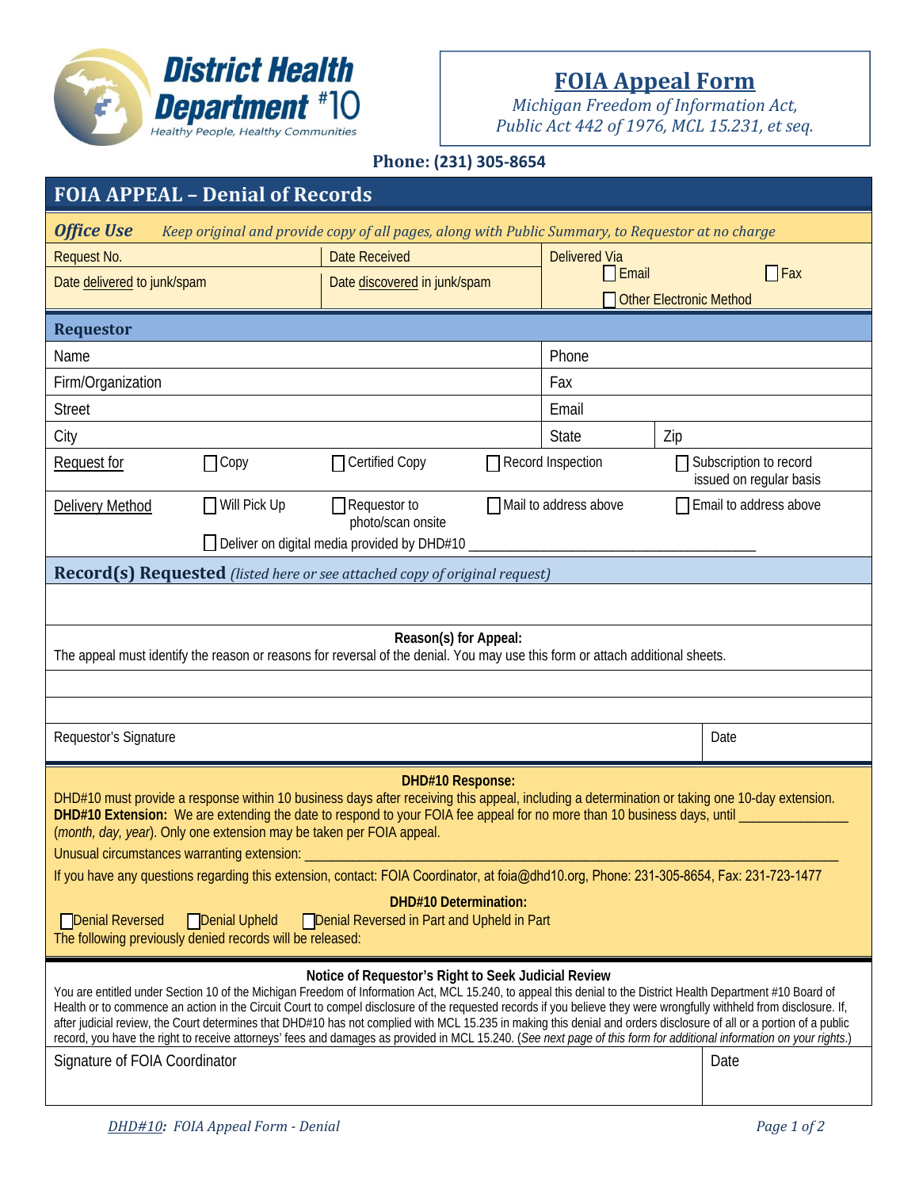District Health Department #10
Healthy People, Healthy Communities

# FOIA Appeal Form

*Michigan Freedom of Information Act, Public Act 442 of 1976, MCL 15.231, et seq.*

**Phone: (231) 305-8654**

## FOIA APPEAL – Denial of Records

***Office Use*** *Keep original and provide copy of all pages, along with Public Summary, to Requestor at no charge*

| Request No. | Date Received | Delivered Via |
|---|---|---|
| Date delivered to junk/spam | Date discovered in junk/spam | ☐ Email ☐ Fax ☐ Other Electronic Method |

### Requestor

| | |
|---|---|
| Name | Phone |
| Firm/Organization | Fax |
| Street | Email |
| City | State / Zip |

**Request for:** ☐ Copy ☐ Certified Copy ☐ Record Inspection ☐ Subscription to record issued on regular basis

**Delivery Method:** ☐ Will Pick Up ☐ Requestor to photo/scan onsite ☐ Mail to address above ☐ Email to address above ☐ Deliver on digital media provided by DHD#10 ______________________________

### Record(s) Requested *(listed here or see attached copy of original request)*

**Reason(s) for Appeal:**

The appeal must identify the reason or reasons for reversal of the denial. You may use this form or attach additional sheets.

| Requestor's Signature | Date |
|---|---|

**DHD#10 Response:**

DHD#10 must provide a response within 10 business days after receiving this appeal, including a determination or taking one 10-day extension.

**DHD#10 Extension:** We are extending the date to respond to your FOIA fee appeal for no more than 10 business days, until _______________ (*month, day, year*). Only one extension may be taken per FOIA appeal.

Unusual circumstances warranting extension: ______________________________

If you have any questions regarding this extension, contact: FOIA Coordinator, at foia@dhd10.org, Phone: 231-305-8654, Fax: 231-723-1477

**DHD#10 Determination:**

☐ Denial Reversed ☐ Denial Upheld ☐ Denial Reversed in Part and Upheld in Part

The following previously denied records will be released:

**Notice of Requestor's Right to Seek Judicial Review**

You are entitled under Section 10 of the Michigan Freedom of Information Act, MCL 15.240, to appeal this denial to the District Health Department #10 Board of Health or to commence an action in the Circuit Court to compel disclosure of the requested records if you believe they were wrongfully withheld from disclosure. If, after judicial review, the Court determines that DHD#10 has not complied with MCL 15.235 in making this denial and orders disclosure of all or a portion of a public record, you have the right to receive attorneys' fees and damages as provided in MCL 15.240. (*See next page of this form for additional information on your rights.*)

| Signature of FOIA Coordinator | Date |
|---|---|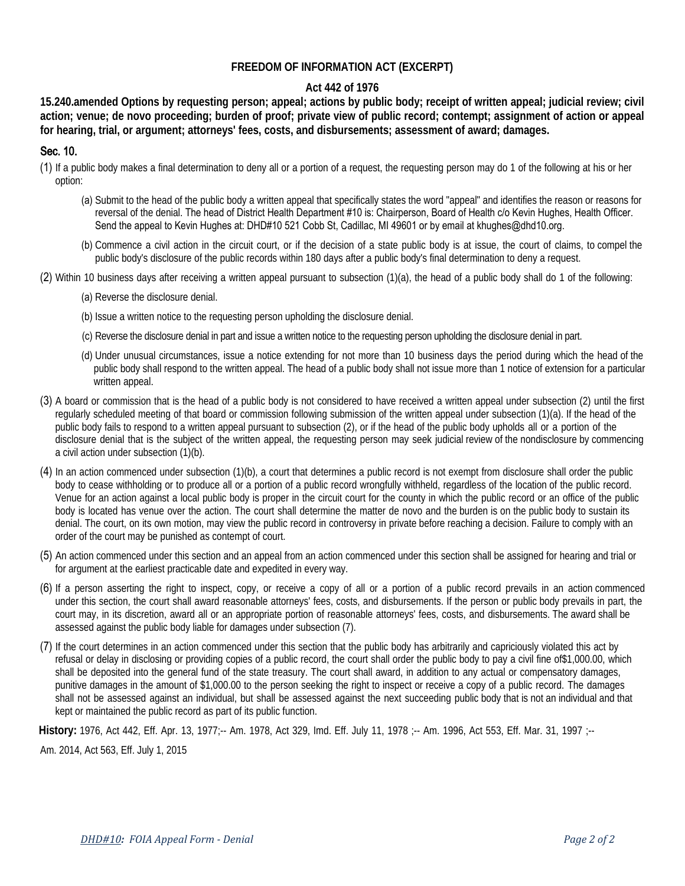**FREEDOM OF INFORMATION ACT (EXCERPT)**

**Act 442 of 1976**

**15.240.amended Options by requesting person; appeal; actions by public body; receipt of written appeal; judicial review; civil action; venue; de novo proceeding; burden of proof; private view of public record; contempt; assignment of action or appeal for hearing, trial, or argument; attorneys' fees, costs, and disbursements; assessment of award; damages.**

## Sec. 10.

(1) If a public body makes a final determination to deny all or a portion of a request, the requesting person may do 1 of the following at his or her option:

(a) Submit to the head of the public body a written appeal that specifically states the word "appeal" and identifies the reason or reasons for reversal of the denial. The head of District Health Department #10 is: Chairperson, Board of Health c/o Kevin Hughes, Health Officer. Send the appeal to Kevin Hughes at: DHD#10 521 Cobb St, Cadillac, MI 49601 or by email at khughes@dhd10.org.

(b) Commence a civil action in the circuit court, or if the decision of a state public body is at issue, the court of claims, to compel the public body's disclosure of the public records within 180 days after a public body's final determination to deny a request.

(2) Within 10 business days after receiving a written appeal pursuant to subsection (1)(a), the head of a public body shall do 1 of the following:

(a) Reverse the disclosure denial.

(b) Issue a written notice to the requesting person upholding the disclosure denial.

(c) Reverse the disclosure denial in part and issue a written notice to the requesting person upholding the disclosure denial in part.

(d) Under unusual circumstances, issue a notice extending for not more than 10 business days the period during which the head of the public body shall respond to the written appeal. The head of a public body shall not issue more than 1 notice of extension for a particular written appeal.

(3) A board or commission that is the head of a public body is not considered to have received a written appeal under subsection (2) until the first regularly scheduled meeting of that board or commission following submission of the written appeal under subsection (1)(a). If the head of the public body fails to respond to a written appeal pursuant to subsection (2), or if the head of the public body upholds all or a portion of the disclosure denial that is the subject of the written appeal, the requesting person may seek judicial review of the nondisclosure by commencing a civil action under subsection (1)(b).

(4) In an action commenced under subsection (1)(b), a court that determines a public record is not exempt from disclosure shall order the public body to cease withholding or to produce all or a portion of a public record wrongfully withheld, regardless of the location of the public record. Venue for an action against a local public body is proper in the circuit court for the county in which the public record or an office of the public body is located has venue over the action. The court shall determine the matter de novo and the burden is on the public body to sustain its denial. The court, on its own motion, may view the public record in controversy in private before reaching a decision. Failure to comply with an order of the court may be punished as contempt of court.

(5) An action commenced under this section and an appeal from an action commenced under this section shall be assigned for hearing and trial or for argument at the earliest practicable date and expedited in every way.

(6) If a person asserting the right to inspect, copy, or receive a copy of all or a portion of a public record prevails in an action commenced under this section, the court shall award reasonable attorneys' fees, costs, and disbursements. If the person or public body prevails in part, the court may, in its discretion, award all or an appropriate portion of reasonable attorneys' fees, costs, and disbursements. The award shall be assessed against the public body liable for damages under subsection (7).

(7) If the court determines in an action commenced under this section that the public body has arbitrarily and capriciously violated this act by refusal or delay in disclosing or providing copies of a public record, the court shall order the public body to pay a civil fine of$1,000.00, which shall be deposited into the general fund of the state treasury. The court shall award, in addition to any actual or compensatory damages, punitive damages in the amount of $1,000.00 to the person seeking the right to inspect or receive a copy of a public record. The damages shall not be assessed against an individual, but shall be assessed against the next succeeding public body that is not an individual and that kept or maintained the public record as part of its public function.

**History:** 1976, Act 442, Eff. Apr. 13, 1977;-- Am. 1978, Act 329, Imd. Eff. July 11, 1978 ;-- Am. 1996, Act 553, Eff. Mar. 31, 1997 ;-- Am. 2014, Act 563, Eff. July 1, 2015